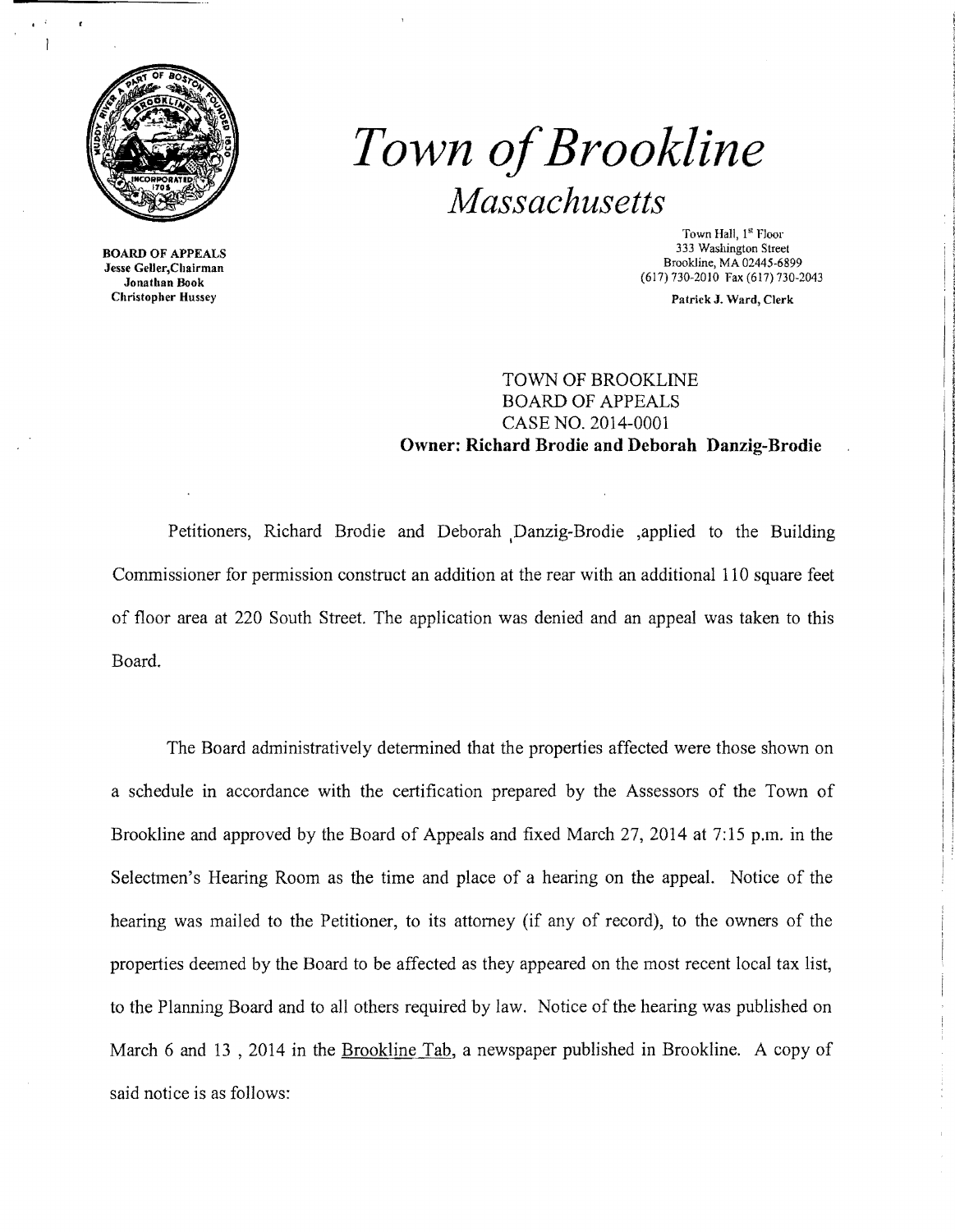# *Town of Brookline*

## *Massachusetts*

**BOARD OF APPEALS**
**Jesse Geller,Chairman**
**Jonathan Book**
**Christopher Hussey**

Town Hall, 1st Floor
333 Washington Street
Brookline, MA 02445-6899
(617) 730-2010 Fax (617) 730-2043

**Patrick J. Ward, Clerk**

TOWN OF BROOKLINE
BOARD OF APPEALS
CASE NO. 2014-0001
**Owner: Richard Brodie and Deborah Danzig-Brodie**

Petitioners, Richard Brodie and Deborah Danzig-Brodie ,applied to the Building Commissioner for permission construct an addition at the rear with an additional 110 square feet of floor area at 220 South Street. The application was denied and an appeal was taken to this Board.

The Board administratively determined that the properties affected were those shown on a schedule in accordance with the certification prepared by the Assessors of the Town of Brookline and approved by the Board of Appeals and fixed March 27, 2014 at 7:15 p.m. in the Selectmen's Hearing Room as the time and place of a hearing on the appeal. Notice of the hearing was mailed to the Petitioner, to its attorney (if any of record), to the owners of the properties deemed by the Board to be affected as they appeared on the most recent local tax list, to the Planning Board and to all others required by law. Notice of the hearing was published on March 6 and 13 , 2014 in the Brookline Tab, a newspaper published in Brookline. A copy of said notice is as follows: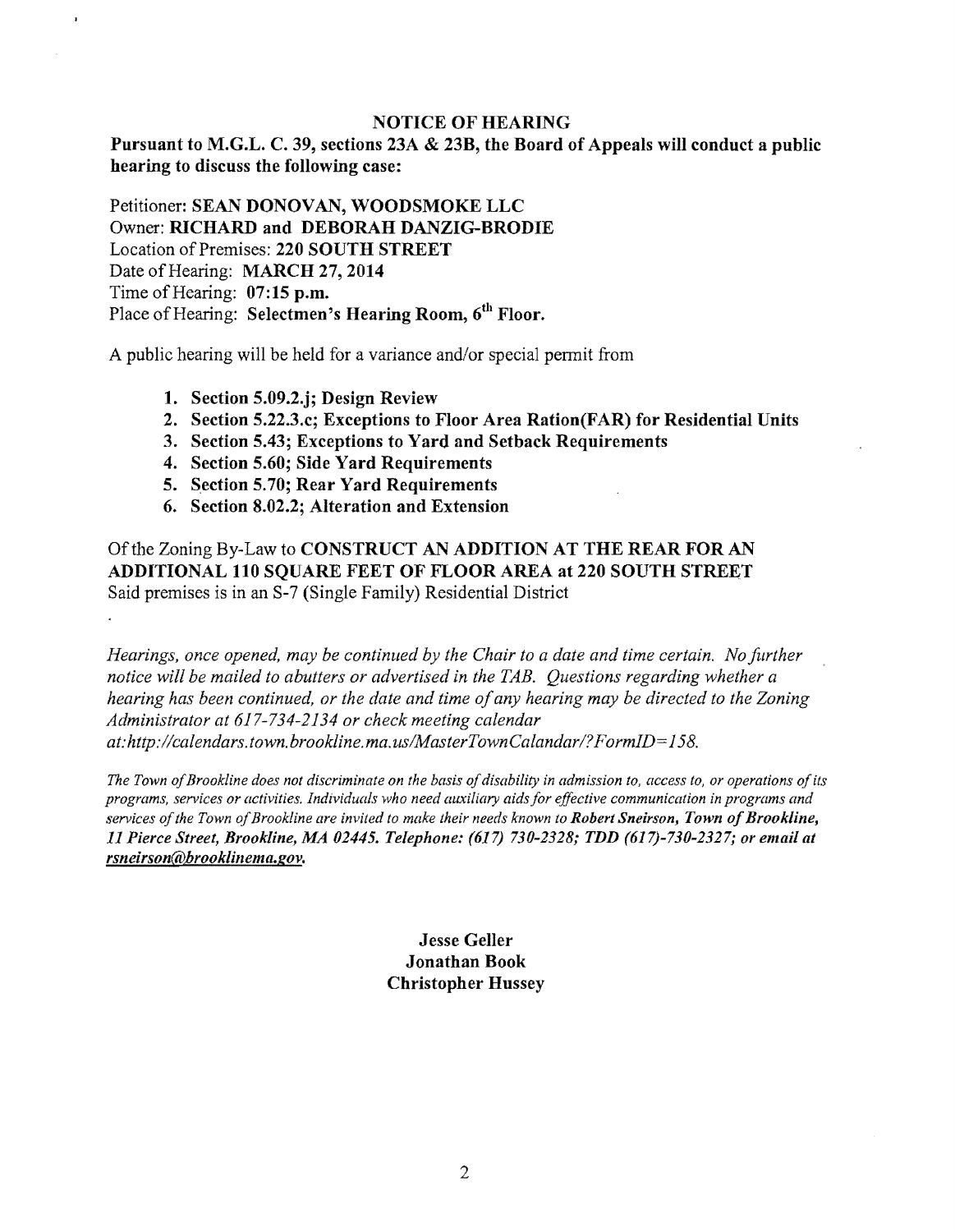# NOTICE OF HEARING

**Pursuant to M.G.L. C. 39, sections 23A & 23B, the Board of Appeals will conduct a public hearing to discuss the following case:**

Petitioner: **SEAN DONOVAN, WOODSMOKE LLC**
Owner: **RICHARD and DEBORAH DANZIG-BRODIE**
Location of Premises: **220 SOUTH STREET**
Date of Hearing: **MARCH 27, 2014**
Time of Hearing: **07:15 p.m.**
Place of Hearing: **Selectmen's Hearing Room, 6th Floor.**

A public hearing will be held for a variance and/or special permit from

1. **Section 5.09.2.j; Design Review**
2. **Section 5.22.3.c; Exceptions to Floor Area Ration(FAR) for Residential Units**
3. **Section 5.43; Exceptions to Yard and Setback Requirements**
4. **Section 5.60; Side Yard Requirements**
5. **Section 5.70; Rear Yard Requirements**
6. **Section 8.02.2; Alteration and Extension**

Of the Zoning By-Law to **CONSTRUCT AN ADDITION AT THE REAR FOR AN ADDITIONAL 110 SQUARE FEET OF FLOOR AREA at 220 SOUTH STREET**
Said premises is in an S-7 (Single Family) Residential District

*Hearings, once opened, may be continued by the Chair to a date and time certain. No further notice will be mailed to abutters or advertised in the TAB. Questions regarding whether a hearing has been continued, or the date and time of any hearing may be directed to the Zoning Administrator at 617-734-2134 or check meeting calendar at:http://calendars.town.brookline.ma.us/MasterTownCalandar/?FormID=158.*

*The Town of Brookline does not discriminate on the basis of disability in admission to, access to, or operations of its programs, services or activities. Individuals who need auxiliary aids for effective communication in programs and services of the Town of Brookline are invited to make their needs known to **Robert Sneirson, Town of Brookline, 11 Pierce Street, Brookline, MA 02445. Telephone: (617) 730-2328; TDD (617)-730-2327; or email at rsneirson@brooklinema.gov.***

**Jesse Geller**
**Jonathan Book**
**Christopher Hussey**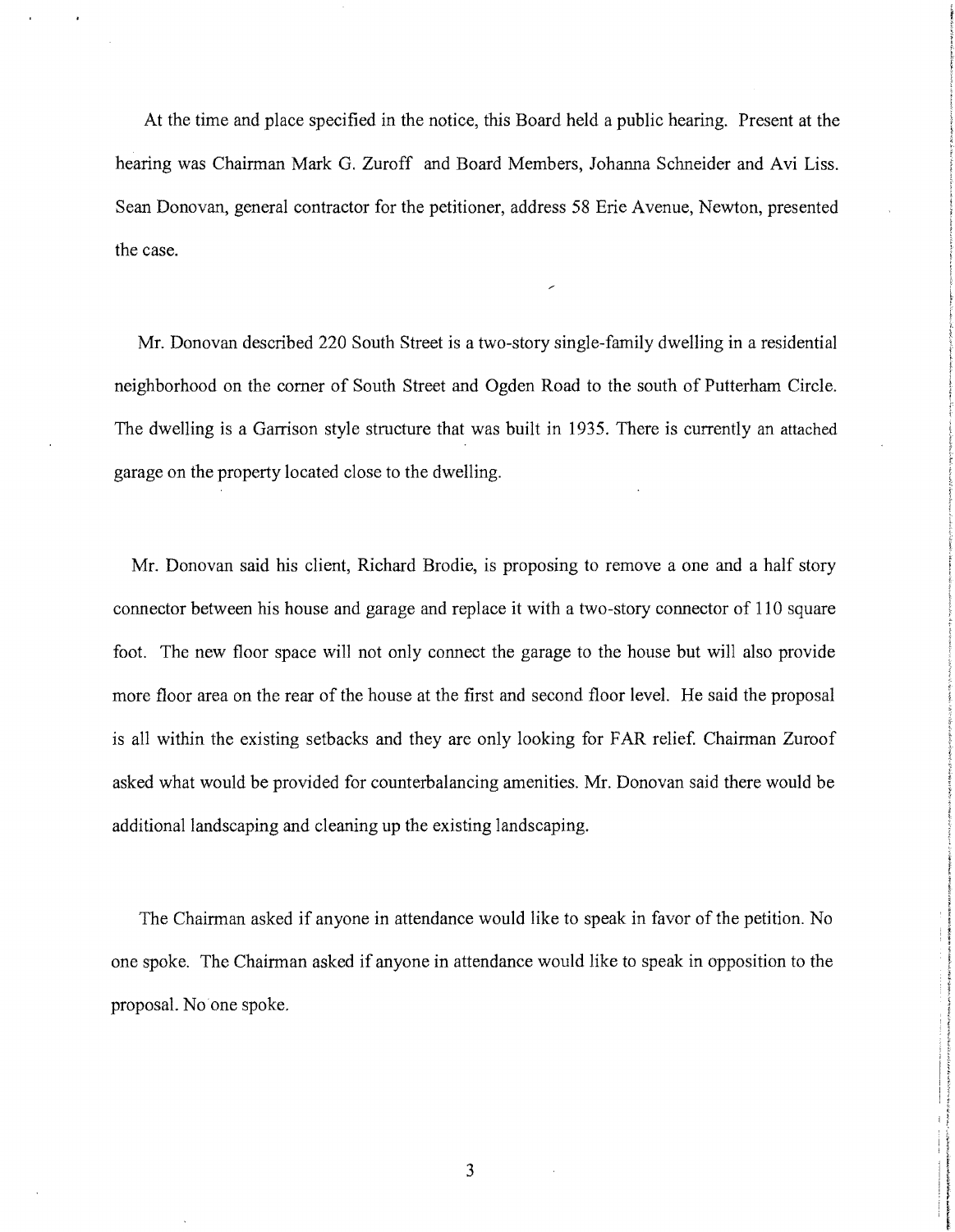At the time and place specified in the notice, this Board held a public hearing. Present at the hearing was Chairman Mark G. Zuroff and Board Members, Johanna Schneider and Avi Liss. Sean Donovan, general contractor for the petitioner, address 58 Erie Avenue, Newton, presented the case.

Mr. Donovan described 220 South Street is a two-story single-family dwelling in a residential neighborhood on the corner of South Street and Ogden Road to the south of Putterham Circle. The dwelling is a Garrison style structure that was built in 1935. There is currently an attached garage on the property located close to the dwelling.

Mr. Donovan said his client, Richard Brodie, is proposing to remove a one and a half story connector between his house and garage and replace it with a two-story connector of 110 square foot. The new floor space will not only connect the garage to the house but will also provide more floor area on the rear of the house at the first and second floor level. He said the proposal is all within the existing setbacks and they are only looking for FAR relief. Chairman Zuroof asked what would be provided for counterbalancing amenities. Mr. Donovan said there would be additional landscaping and cleaning up the existing landscaping.

The Chairman asked if anyone in attendance would like to speak in favor of the petition. No one spoke. The Chairman asked if anyone in attendance would like to speak in opposition to the proposal. No one spoke.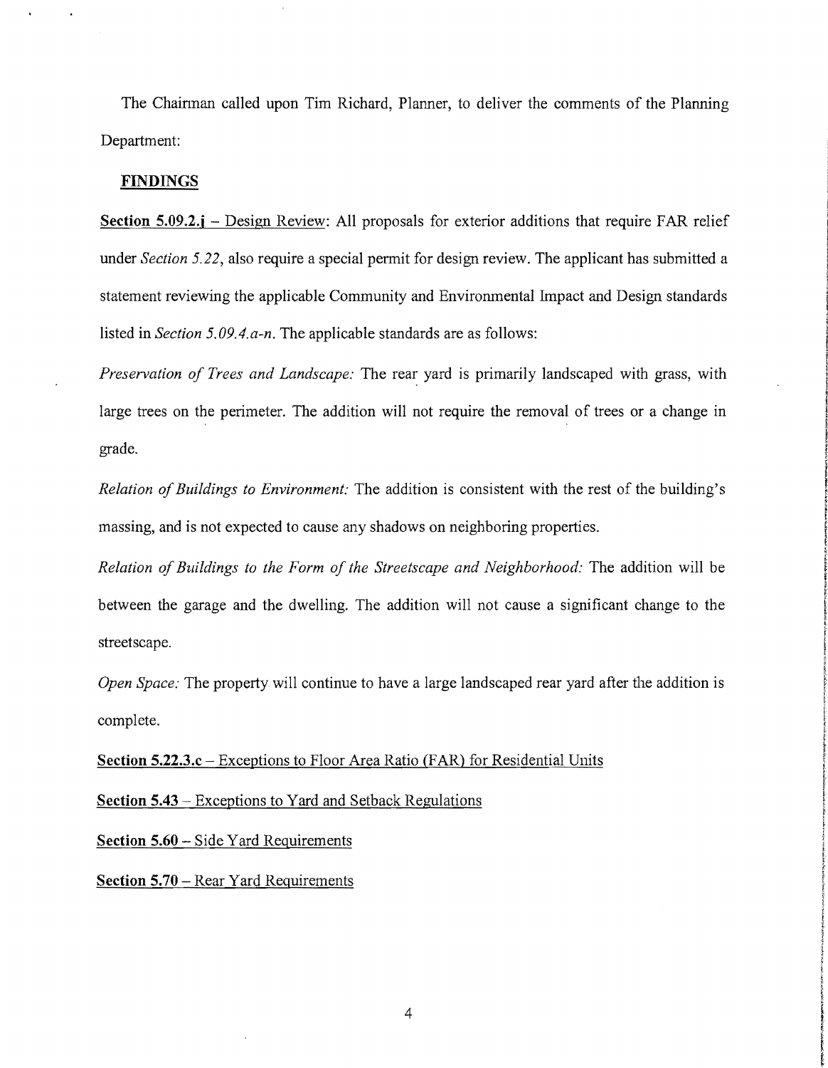The Chairman called upon Tim Richard, Planner, to deliver the comments of the Planning Department:

**FINDINGS**

**Section 5.09.2.j** – Design Review: All proposals for exterior additions that require FAR relief under *Section 5.22*, also require a special permit for design review. The applicant has submitted a statement reviewing the applicable Community and Environmental Impact and Design standards listed in *Section 5.09.4.a-n*. The applicable standards are as follows:

*Preservation of Trees and Landscape:* The rear yard is primarily landscaped with grass, with large trees on the perimeter. The addition will not require the removal of trees or a change in grade.

*Relation of Buildings to Environment:* The addition is consistent with the rest of the building's massing, and is not expected to cause any shadows on neighboring properties.

*Relation of Buildings to the Form of the Streetscape and Neighborhood:* The addition will be between the garage and the dwelling. The addition will not cause a significant change to the streetscape.

*Open Space:* The property will continue to have a large landscaped rear yard after the addition is complete.

**Section 5.22.3.c** – Exceptions to Floor Area Ratio (FAR) for Residential Units

**Section 5.43** – Exceptions to Yard and Setback Regulations

**Section 5.60** – Side Yard Requirements

**Section 5.70** – Rear Yard Requirements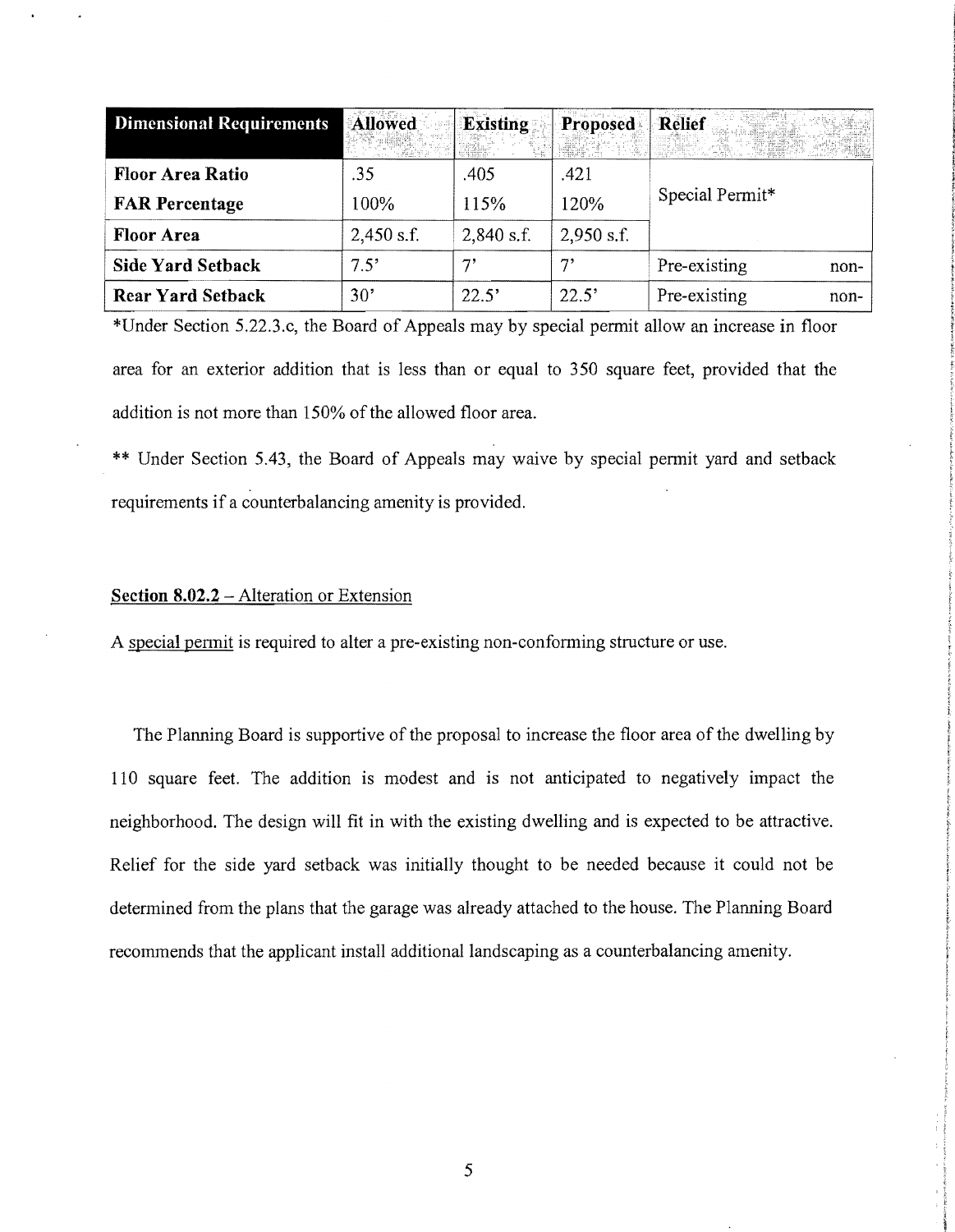| Dimensional Requirements | Allowed | Existing | Proposed | Relief |
|---|---|---|---|---|
| **Floor Area Ratio** | .35 | .405 | .421 | Special Permit* |
| **FAR Percentage** | 100% | 115% | 120% | |
| **Floor Area** | 2,450 s.f. | 2,840 s.f. | 2,950 s.f. | |
| **Side Yard Setback** | 7.5' | 7' | 7' | Pre-existing non- |
| **Rear Yard Setback** | 30' | 22.5' | 22.5' | Pre-existing non- |

*Under Section 5.22.3.c, the Board of Appeals may by special permit allow an increase in floor area for an exterior addition that is less than or equal to 350 square feet, provided that the addition is not more than 150% of the allowed floor area.

** Under Section 5.43, the Board of Appeals may waive by special permit yard and setback requirements if a counterbalancing amenity is provided.

**Section 8.02.2** – Alteration or Extension

A special permit is required to alter a pre-existing non-conforming structure or use.

The Planning Board is supportive of the proposal to increase the floor area of the dwelling by 110 square feet. The addition is modest and is not anticipated to negatively impact the neighborhood. The design will fit in with the existing dwelling and is expected to be attractive. Relief for the side yard setback was initially thought to be needed because it could not be determined from the plans that the garage was already attached to the house. The Planning Board recommends that the applicant install additional landscaping as a counterbalancing amenity.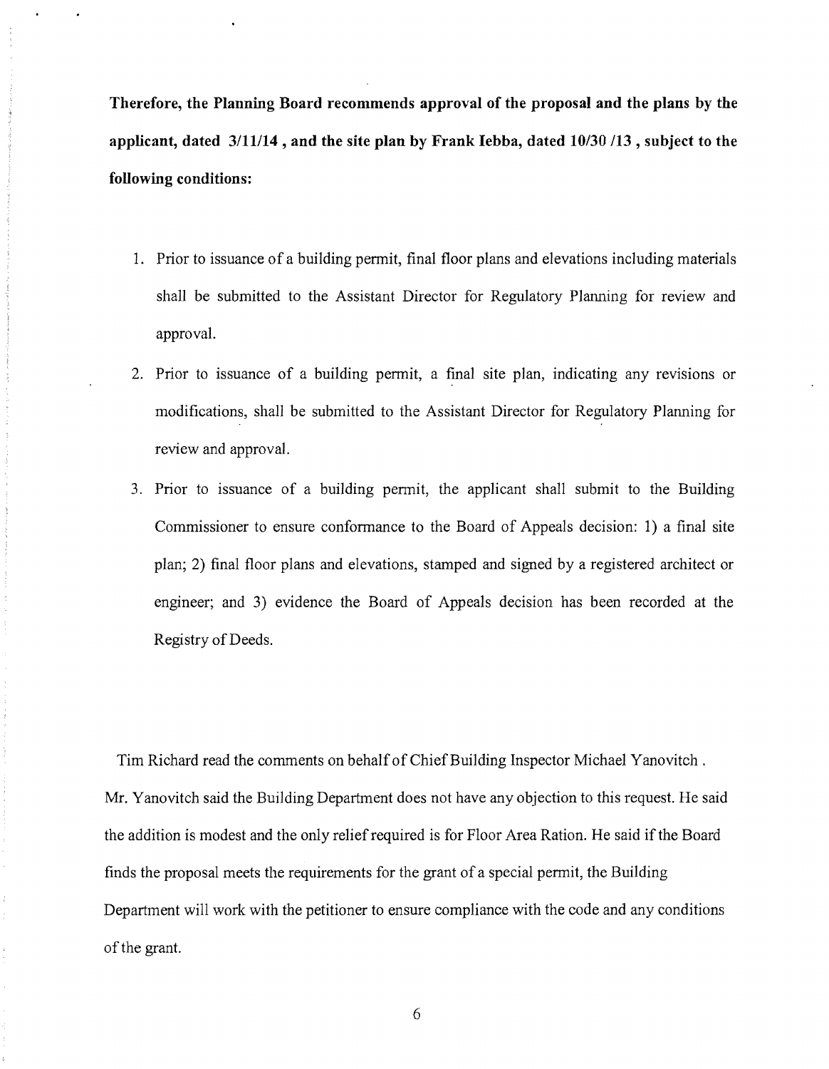**Therefore, the Planning Board recommends approval of the proposal and the plans by the applicant, dated 3/11/14 , and the site plan by Frank Iebba, dated 10/30 /13 , subject to the following conditions:**

1. Prior to issuance of a building permit, final floor plans and elevations including materials shall be submitted to the Assistant Director for Regulatory Planning for review and approval.
2. Prior to issuance of a building permit, a final site plan, indicating any revisions or modifications, shall be submitted to the Assistant Director for Regulatory Planning for review and approval.
3. Prior to issuance of a building permit, the applicant shall submit to the Building Commissioner to ensure conformance to the Board of Appeals decision: 1) a final site plan; 2) final floor plans and elevations, stamped and signed by a registered architect or engineer; and 3) evidence the Board of Appeals decision has been recorded at the Registry of Deeds.

Tim Richard read the comments on behalf of Chief Building Inspector Michael Yanovitch . Mr. Yanovitch said the Building Department does not have any objection to this request. He said the addition is modest and the only relief required is for Floor Area Ration. He said if the Board finds the proposal meets the requirements for the grant of a special permit, the Building Department will work with the petitioner to ensure compliance with the code and any conditions of the grant.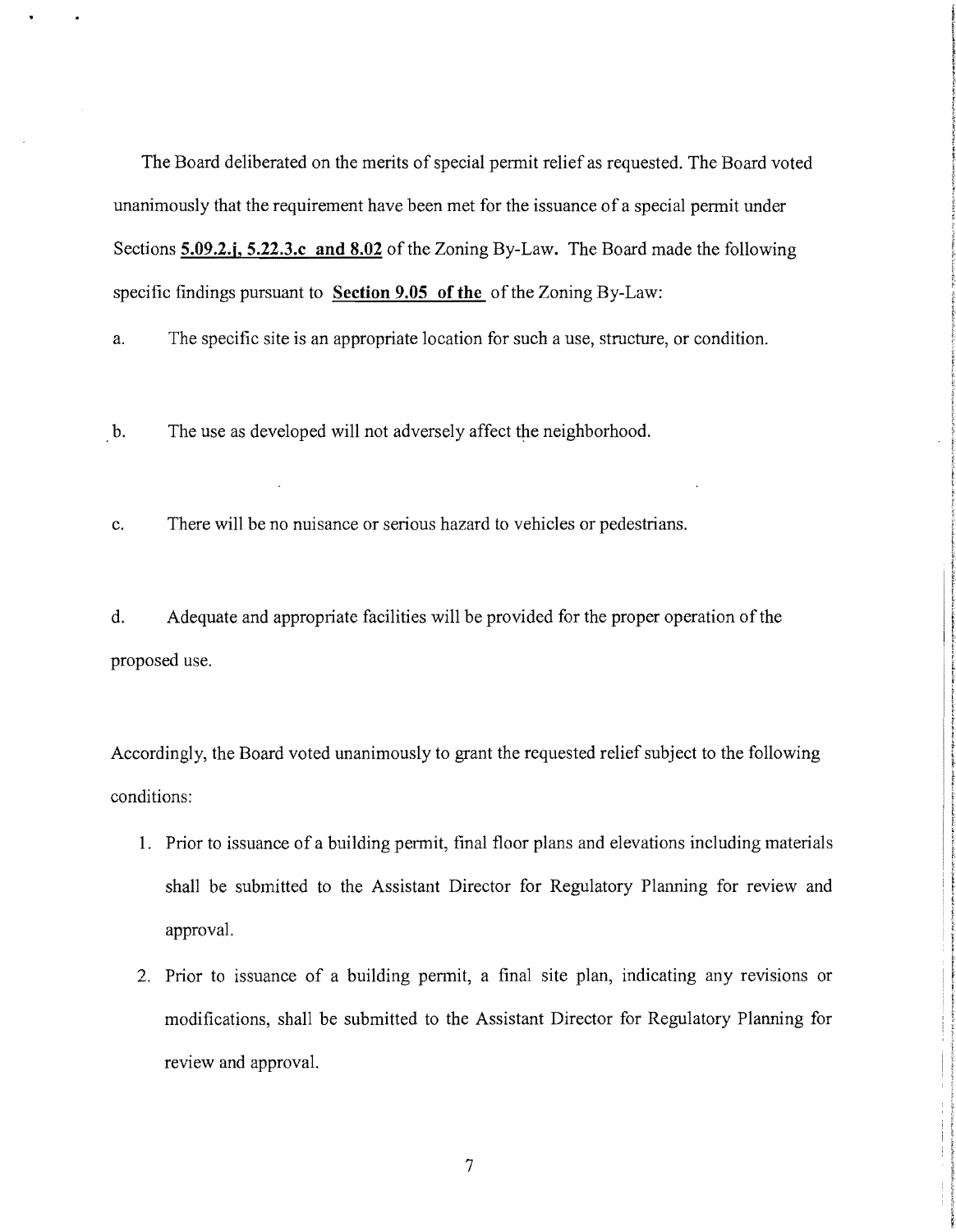The Board deliberated on the merits of special permit relief as requested. The Board voted unanimously that the requirement have been met for the issuance of a special permit under Sections **5.09.2.j, 5.22.3.c and 8.02** of the Zoning By-Law. The Board made the following specific findings pursuant to **Section 9.05 of the** of the Zoning By-Law:

a. The specific site is an appropriate location for such a use, structure, or condition.

b. The use as developed will not adversely affect the neighborhood.

c. There will be no nuisance or serious hazard to vehicles or pedestrians.

d. Adequate and appropriate facilities will be provided for the proper operation of the proposed use.

Accordingly, the Board voted unanimously to grant the requested relief subject to the following conditions:

1. Prior to issuance of a building permit, final floor plans and elevations including materials shall be submitted to the Assistant Director for Regulatory Planning for review and approval.
2. Prior to issuance of a building permit, a final site plan, indicating any revisions or modifications, shall be submitted to the Assistant Director for Regulatory Planning for review and approval.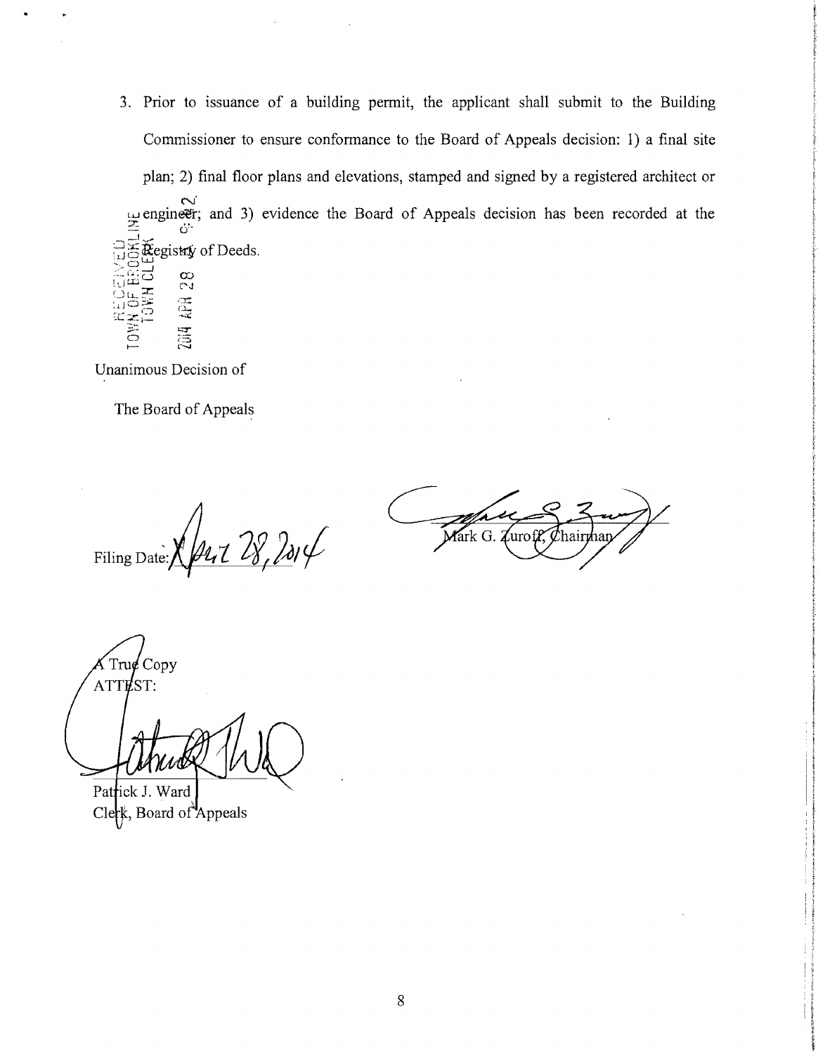3. Prior to issuance of a building permit, the applicant shall submit to the Building Commissioner to ensure conformance to the Board of Appeals decision: 1) a final site plan; 2) final floor plans and elevations, stamped and signed by a registered architect or engineer; and 3) evidence the Board of Appeals decision has been recorded at the Registry of Deeds.

RECEIVED
TOWN OF BROOKLINE
TOWN CLERK
2014 APR 28

Unanimous Decision of

The Board of Appeals

Filing Date: April 28, 2014

Mark G. Zuroff, Chairman

A True Copy
ATTEST:

Patrick J. Ward
Clerk, Board of Appeals